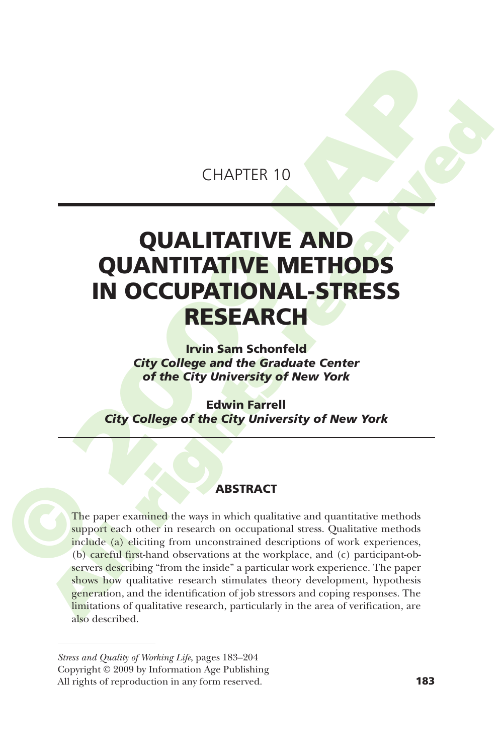CHAPTER 10

# QUALITATIVE AND QUANTITATIVE METHODS IN OCCUPATIONAL-STRESS RESEARCH

**Irvin Sam Schonfeld**
***City College and the Graduate Center of the City University of New York***

**Edwin Farrell**
***City College of the City University of New York***

## ABSTRACT

The paper examined the ways in which qualitative and quantitative methods support each other in research on occupational stress. Qualitative methods include (a) eliciting from unconstrained descriptions of work experiences, (b) careful first-hand observations at the workplace, and (c) participant-observers describing "from the inside" a particular work experience. The paper shows how qualitative research stimulates theory development, hypothesis generation, and the identification of job stressors and coping responses. The limitations of qualitative research, particularly in the area of verification, are also described.

*Stress and Quality of Working Life*, pages 183–204
Copyright © 2009 by Information Age Publishing
All rights of reproduction in any form reserved.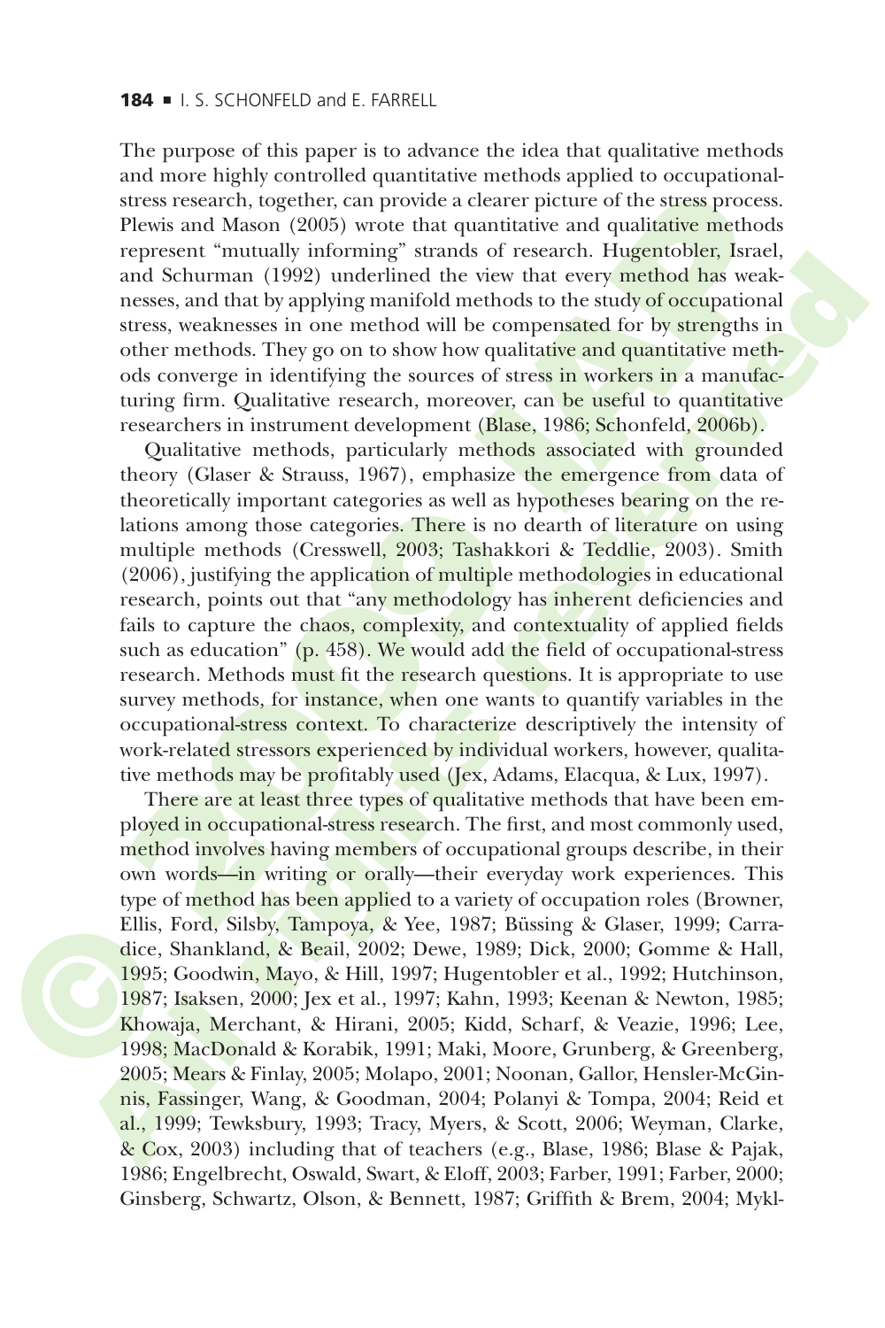The purpose of this paper is to advance the idea that qualitative methods and more highly controlled quantitative methods applied to occupational-stress research, together, can provide a clearer picture of the stress process. Plewis and Mason (2005) wrote that quantitative and qualitative methods represent "mutually informing" strands of research. Hugentobler, Israel, and Schurman (1992) underlined the view that every method has weaknesses, and that by applying manifold methods to the study of occupational stress, weaknesses in one method will be compensated for by strengths in other methods. They go on to show how qualitative and quantitative methods converge in identifying the sources of stress in workers in a manufacturing firm. Qualitative research, moreover, can be useful to quantitative researchers in instrument development (Blase, 1986; Schonfeld, 2006b).

Qualitative methods, particularly methods associated with grounded theory (Glaser & Strauss, 1967), emphasize the emergence from data of theoretically important categories as well as hypotheses bearing on the relations among those categories. There is no dearth of literature on using multiple methods (Cresswell, 2003; Tashakkori & Teddlie, 2003). Smith (2006), justifying the application of multiple methodologies in educational research, points out that "any methodology has inherent deficiencies and fails to capture the chaos, complexity, and contextuality of applied fields such as education" (p. 458). We would add the field of occupational-stress research. Methods must fit the research questions. It is appropriate to use survey methods, for instance, when one wants to quantify variables in the occupational-stress context. To characterize descriptively the intensity of work-related stressors experienced by individual workers, however, qualitative methods may be profitably used (Jex, Adams, Elacqua, & Lux, 1997).

There are at least three types of qualitative methods that have been employed in occupational-stress research. The first, and most commonly used, method involves having members of occupational groups describe, in their own words—in writing or orally—their everyday work experiences. This type of method has been applied to a variety of occupation roles (Browner, Ellis, Ford, Silsby, Tampoya, & Yee, 1987; Büssing & Glaser, 1999; Carradice, Shankland, & Beail, 2002; Dewe, 1989; Dick, 2000; Gomme & Hall, 1995; Goodwin, Mayo, & Hill, 1997; Hugentobler et al., 1992; Hutchinson, 1987; Isaksen, 2000; Jex et al., 1997; Kahn, 1993; Keenan & Newton, 1985; Khowaja, Merchant, & Hirani, 2005; Kidd, Scharf, & Veazie, 1996; Lee, 1998; MacDonald & Korabik, 1991; Maki, Moore, Grunberg, & Greenberg, 2005; Mears & Finlay, 2005; Molapo, 2001; Noonan, Gallor, Hensler-McGinnis, Fassinger, Wang, & Goodman, 2004; Polanyi & Tompa, 2004; Reid et al., 1999; Tewksbury, 1993; Tracy, Myers, & Scott, 2006; Weyman, Clarke, & Cox, 2003) including that of teachers (e.g., Blase, 1986; Blase & Pajak, 1986; Engelbrecht, Oswald, Swart, & Eloff, 2003; Farber, 1991; Farber, 2000; Ginsberg, Schwartz, Olson, & Bennett, 1987; Griffith & Brem, 2004; Mykl-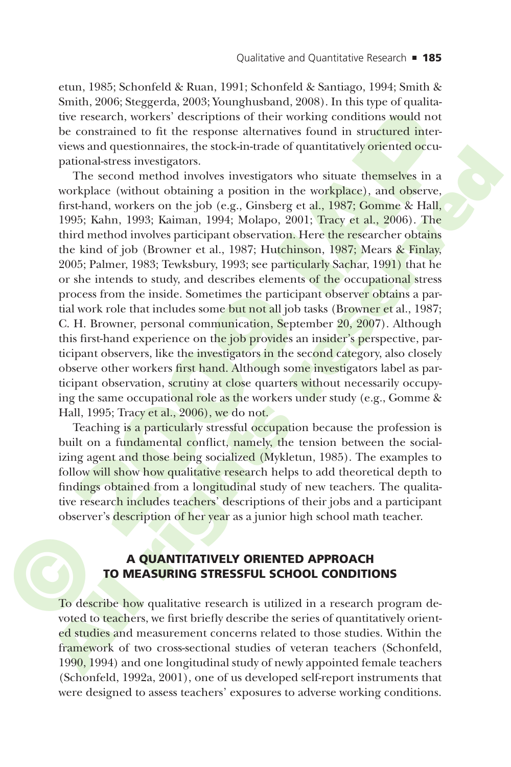etun, 1985; Schonfeld & Ruan, 1991; Schonfeld & Santiago, 1994; Smith & Smith, 2006; Steggerda, 2003; Younghusband, 2008). In this type of qualitative research, workers' descriptions of their working conditions would not be constrained to fit the response alternatives found in structured interviews and questionnaires, the stock-in-trade of quantitatively oriented occupational-stress investigators.

The second method involves investigators who situate themselves in a workplace (without obtaining a position in the workplace), and observe, first-hand, workers on the job (e.g., Ginsberg et al., 1987; Gomme & Hall, 1995; Kahn, 1993; Kaiman, 1994; Molapo, 2001; Tracy et al., 2006). The third method involves participant observation. Here the researcher obtains the kind of job (Browner et al., 1987; Hutchinson, 1987; Mears & Finlay, 2005; Palmer, 1983; Tewksbury, 1993; see particularly Sachar, 1991) that he or she intends to study, and describes elements of the occupational stress process from the inside. Sometimes the participant observer obtains a partial work role that includes some but not all job tasks (Browner et al., 1987; C. H. Browner, personal communication, September 20, 2007). Although this first-hand experience on the job provides an insider's perspective, participant observers, like the investigators in the second category, also closely observe other workers first hand. Although some investigators label as participant observation, scrutiny at close quarters without necessarily occupying the same occupational role as the workers under study (e.g., Gomme & Hall, 1995; Tracy et al., 2006), we do not.

Teaching is a particularly stressful occupation because the profession is built on a fundamental conflict, namely, the tension between the socializing agent and those being socialized (Mykletun, 1985). The examples to follow will show how qualitative research helps to add theoretical depth to findings obtained from a longitudinal study of new teachers. The qualitative research includes teachers' descriptions of their jobs and a participant observer's description of her year as a junior high school math teacher.

## A QUANTITATIVELY ORIENTED APPROACH TO MEASURING STRESSFUL SCHOOL CONDITIONS

To describe how qualitative research is utilized in a research program devoted to teachers, we first briefly describe the series of quantitatively oriented studies and measurement concerns related to those studies. Within the framework of two cross-sectional studies of veteran teachers (Schonfeld, 1990, 1994) and one longitudinal study of newly appointed female teachers (Schonfeld, 1992a, 2001), one of us developed self-report instruments that were designed to assess teachers' exposures to adverse working conditions.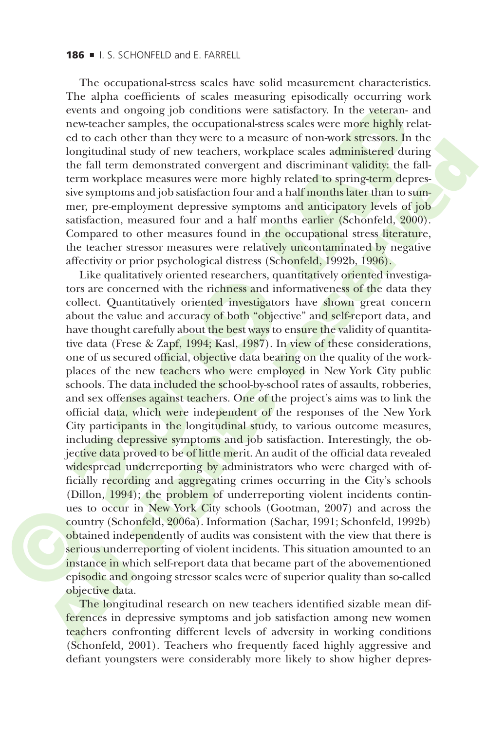The occupational-stress scales have solid measurement characteristics. The alpha coefficients of scales measuring episodically occurring work events and ongoing job conditions were satisfactory. In the veteran- and new-teacher samples, the occupational-stress scales were more highly related to each other than they were to a measure of non-work stressors. In the longitudinal study of new teachers, workplace scales administered during the fall term demonstrated convergent and discriminant validity: the fall-term workplace measures were more highly related to spring-term depressive symptoms and job satisfaction four and a half months later than to summer, pre-employment depressive symptoms and anticipatory levels of job satisfaction, measured four and a half months earlier (Schonfeld, 2000). Compared to other measures found in the occupational stress literature, the teacher stressor measures were relatively uncontaminated by negative affectivity or prior psychological distress (Schonfeld, 1992b, 1996).

Like qualitatively oriented researchers, quantitatively oriented investigators are concerned with the richness and informativeness of the data they collect. Quantitatively oriented investigators have shown great concern about the value and accuracy of both "objective" and self-report data, and have thought carefully about the best ways to ensure the validity of quantitative data (Frese & Zapf, 1994; Kasl, 1987). In view of these considerations, one of us secured official, objective data bearing on the quality of the workplaces of the new teachers who were employed in New York City public schools. The data included the school-by-school rates of assaults, robberies, and sex offenses against teachers. One of the project's aims was to link the official data, which were independent of the responses of the New York City participants in the longitudinal study, to various outcome measures, including depressive symptoms and job satisfaction. Interestingly, the objective data proved to be of little merit. An audit of the official data revealed widespread underreporting by administrators who were charged with officially recording and aggregating crimes occurring in the City's schools (Dillon, 1994); the problem of underreporting violent incidents continues to occur in New York City schools (Gootman, 2007) and across the country (Schonfeld, 2006a). Information (Sachar, 1991; Schonfeld, 1992b) obtained independently of audits was consistent with the view that there is serious underreporting of violent incidents. This situation amounted to an instance in which self-report data that became part of the abovementioned episodic and ongoing stressor scales were of superior quality than so-called objective data.

The longitudinal research on new teachers identified sizable mean differences in depressive symptoms and job satisfaction among new women teachers confronting different levels of adversity in working conditions (Schonfeld, 2001). Teachers who frequently faced highly aggressive and defiant youngsters were considerably more likely to show higher depres-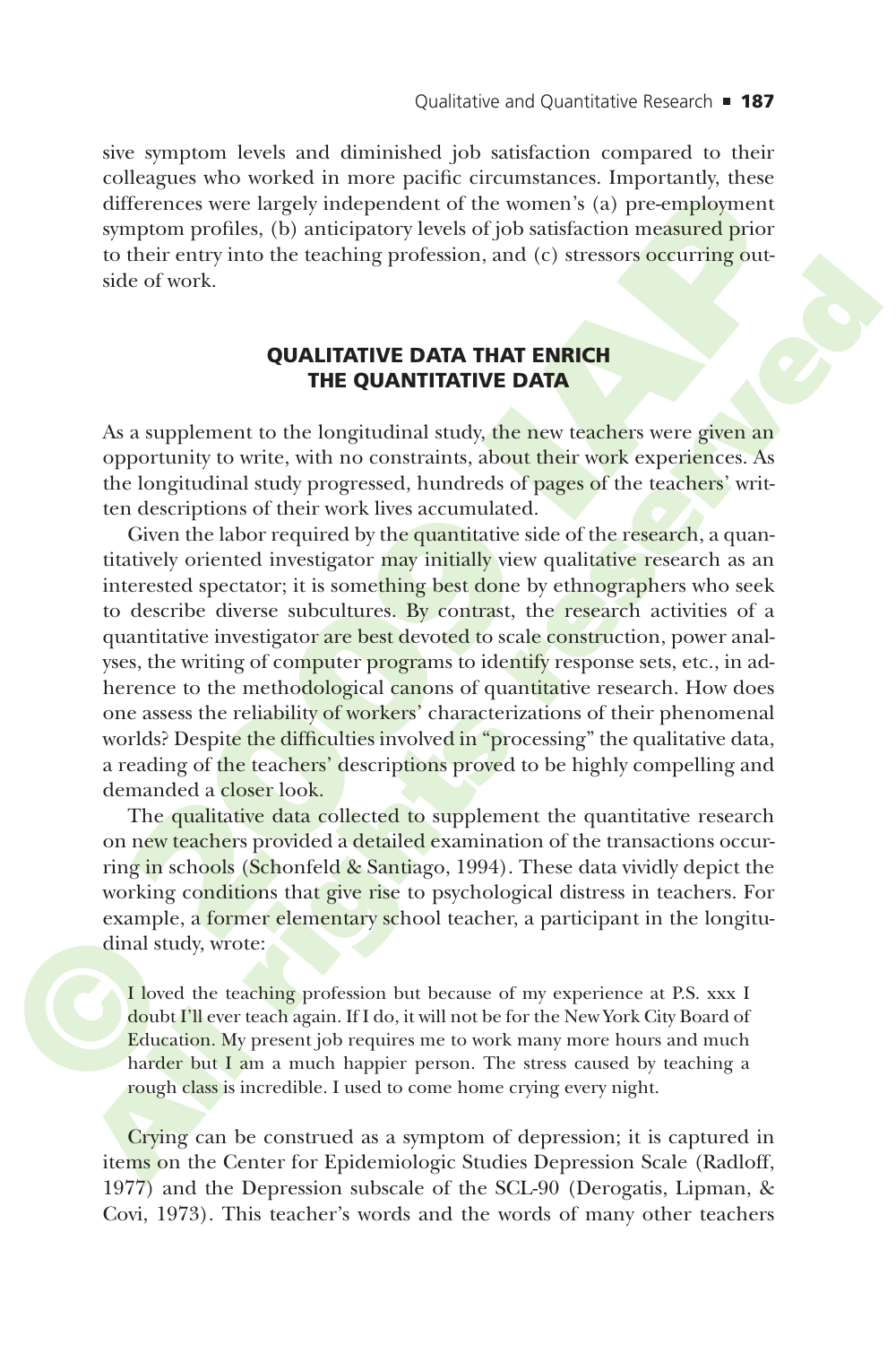sive symptom levels and diminished job satisfaction compared to their colleagues who worked in more pacific circumstances. Importantly, these differences were largely independent of the women's (a) pre-employment symptom profiles, (b) anticipatory levels of job satisfaction measured prior to their entry into the teaching profession, and (c) stressors occurring outside of work.

## QUALITATIVE DATA THAT ENRICH THE QUANTITATIVE DATA

As a supplement to the longitudinal study, the new teachers were given an opportunity to write, with no constraints, about their work experiences. As the longitudinal study progressed, hundreds of pages of the teachers' written descriptions of their work lives accumulated.

Given the labor required by the quantitative side of the research, a quantitatively oriented investigator may initially view qualitative research as an interested spectator; it is something best done by ethnographers who seek to describe diverse subcultures. By contrast, the research activities of a quantitative investigator are best devoted to scale construction, power analyses, the writing of computer programs to identify response sets, etc., in adherence to the methodological canons of quantitative research. How does one assess the reliability of workers' characterizations of their phenomenal worlds? Despite the difficulties involved in "processing" the qualitative data, a reading of the teachers' descriptions proved to be highly compelling and demanded a closer look.

The qualitative data collected to supplement the quantitative research on new teachers provided a detailed examination of the transactions occurring in schools (Schonfeld & Santiago, 1994). These data vividly depict the working conditions that give rise to psychological distress in teachers. For example, a former elementary school teacher, a participant in the longitudinal study, wrote:

> I loved the teaching profession but because of my experience at P.S. xxx I doubt I'll ever teach again. If I do, it will not be for the New York City Board of Education. My present job requires me to work many more hours and much harder but I am a much happier person. The stress caused by teaching a rough class is incredible. I used to come home crying every night.

Crying can be construed as a symptom of depression; it is captured in items on the Center for Epidemiologic Studies Depression Scale (Radloff, 1977) and the Depression subscale of the SCL-90 (Derogatis, Lipman, & Covi, 1973). This teacher's words and the words of many other teachers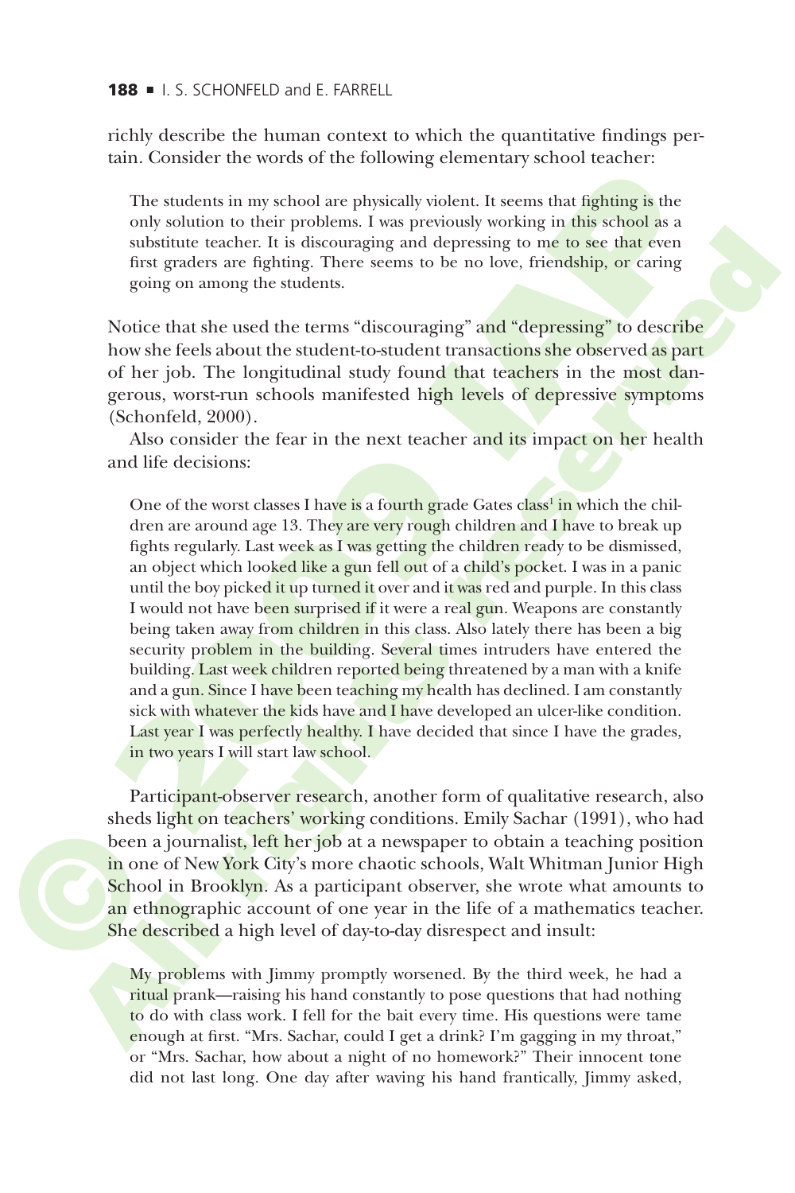richly describe the human context to which the quantitative findings pertain. Consider the words of the following elementary school teacher:

> The students in my school are physically violent. It seems that fighting is the only solution to their problems. I was previously working in this school as a substitute teacher. It is discouraging and depressing to me to see that even first graders are fighting. There seems to be no love, friendship, or caring going on among the students.

Notice that she used the terms "discouraging" and "depressing" to describe how she feels about the student-to-student transactions she observed as part of her job. The longitudinal study found that teachers in the most dangerous, worst-run schools manifested high levels of depressive symptoms (Schonfeld, 2000).

Also consider the fear in the next teacher and its impact on her health and life decisions:

> One of the worst classes I have is a fourth grade Gates class[1] in which the children are around age 13. They are very rough children and I have to break up fights regularly. Last week as I was getting the children ready to be dismissed, an object which looked like a gun fell out of a child's pocket. I was in a panic until the boy picked it up turned it over and it was red and purple. In this class I would not have been surprised if it were a real gun. Weapons are constantly being taken away from children in this class. Also lately there has been a big security problem in the building. Several times intruders have entered the building. Last week children reported being threatened by a man with a knife and a gun. Since I have been teaching my health has declined. I am constantly sick with whatever the kids have and I have developed an ulcer-like condition. Last year I was perfectly healthy. I have decided that since I have the grades, in two years I will start law school.

Participant-observer research, another form of qualitative research, also sheds light on teachers' working conditions. Emily Sachar (1991), who had been a journalist, left her job at a newspaper to obtain a teaching position in one of New York City's more chaotic schools, Walt Whitman Junior High School in Brooklyn. As a participant observer, she wrote what amounts to an ethnographic account of one year in the life of a mathematics teacher. She described a high level of day-to-day disrespect and insult:

> My problems with Jimmy promptly worsened. By the third week, he had a ritual prank—raising his hand constantly to pose questions that had nothing to do with class work. I fell for the bait every time. His questions were tame enough at first. "Mrs. Sachar, could I get a drink? I'm gagging in my throat," or "Mrs. Sachar, how about a night of no homework?" Their innocent tone did not last long. One day after waving his hand frantically, Jimmy asked,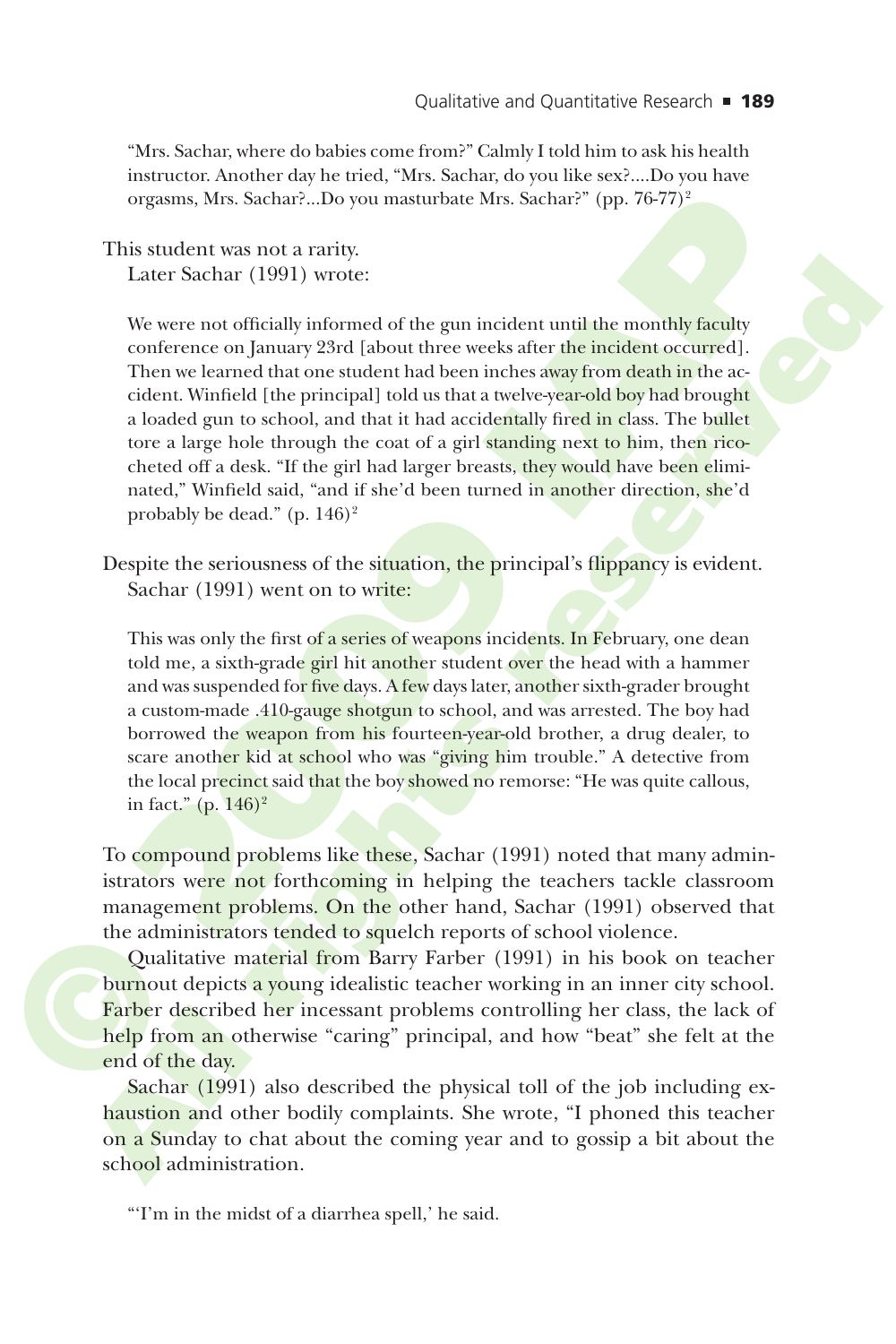> "Mrs. Sachar, where do babies come from?" Calmly I told him to ask his health instructor. Another day he tried, "Mrs. Sachar, do you like sex?....Do you have orgasms, Mrs. Sachar?...Do you masturbate Mrs. Sachar?" (pp. 76-77)[2]

This student was not a rarity.

Later Sachar (1991) wrote:

> We were not officially informed of the gun incident until the monthly faculty conference on January 23rd [about three weeks after the incident occurred]. Then we learned that one student had been inches away from death in the accident. Winfield [the principal] told us that a twelve-year-old boy had brought a loaded gun to school, and that it had accidentally fired in class. The bullet tore a large hole through the coat of a girl standing next to him, then ricocheted off a desk. "If the girl had larger breasts, they would have been eliminated," Winfield said, "and if she'd been turned in another direction, she'd probably be dead." (p. 146)[2]

Despite the seriousness of the situation, the principal's flippancy is evident.

Sachar (1991) went on to write:

> This was only the first of a series of weapons incidents. In February, one dean told me, a sixth-grade girl hit another student over the head with a hammer and was suspended for five days. A few days later, another sixth-grader brought a custom-made .410-gauge shotgun to school, and was arrested. The boy had borrowed the weapon from his fourteen-year-old brother, a drug dealer, to scare another kid at school who was "giving him trouble." A detective from the local precinct said that the boy showed no remorse: "He was quite callous, in fact." (p. 146)[2]

To compound problems like these, Sachar (1991) noted that many administrators were not forthcoming in helping the teachers tackle classroom management problems. On the other hand, Sachar (1991) observed that the administrators tended to squelch reports of school violence.

Qualitative material from Barry Farber (1991) in his book on teacher burnout depicts a young idealistic teacher working in an inner city school. Farber described her incessant problems controlling her class, the lack of help from an otherwise "caring" principal, and how "beat" she felt at the end of the day.

Sachar (1991) also described the physical toll of the job including exhaustion and other bodily complaints. She wrote, "I phoned this teacher on a Sunday to chat about the coming year and to gossip a bit about the school administration.

> "'I'm in the midst of a diarrhea spell,' he said.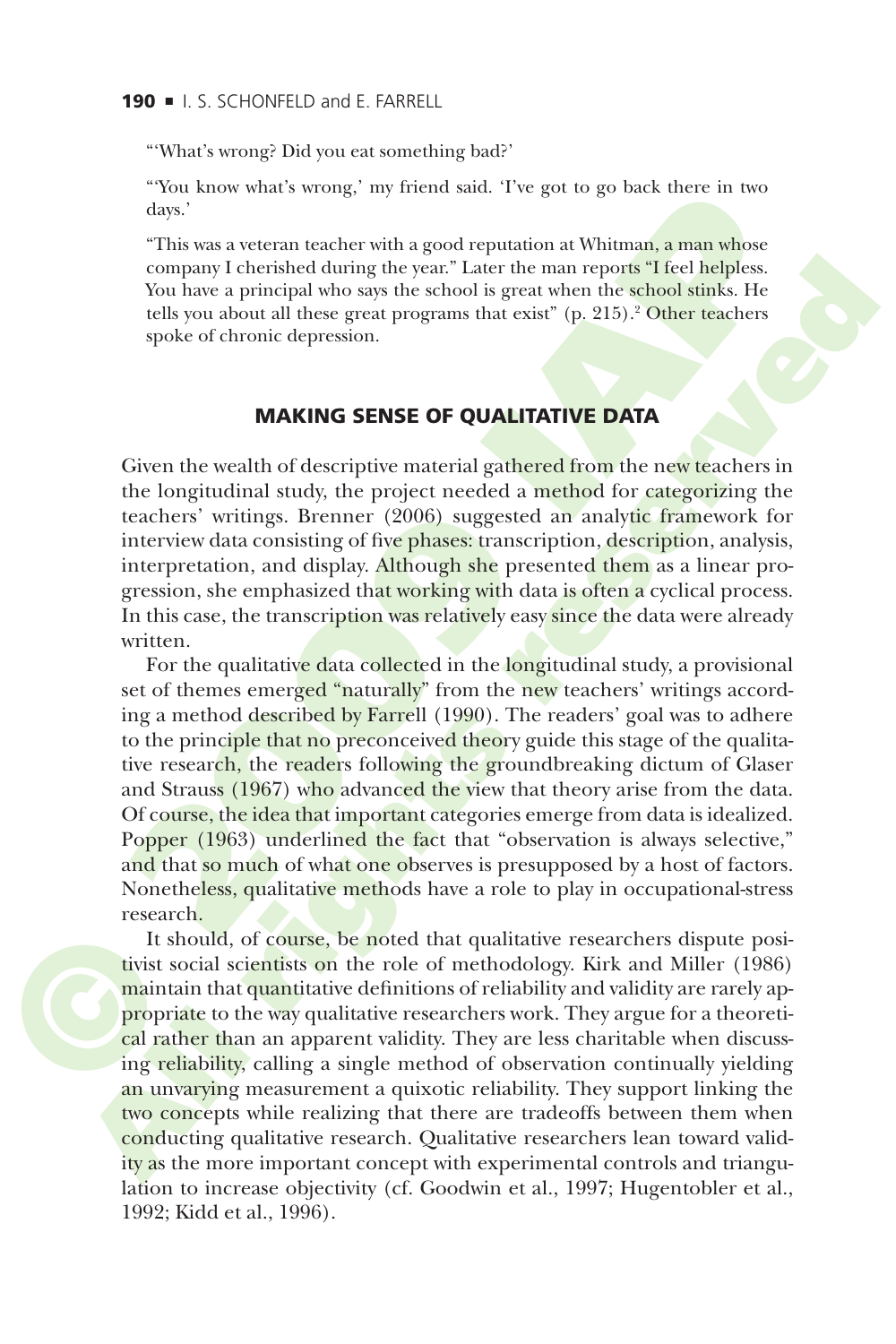"'What's wrong? Did you eat something bad?'

"'You know what's wrong,' my friend said. 'I've got to go back there in two days.'

"This was a veteran teacher with a good reputation at Whitman, a man whose company I cherished during the year." Later the man reports "I feel helpless. You have a principal who says the school is great when the school stinks. He tells you about all these great programs that exist" (p. 215).[2] Other teachers spoke of chronic depression.

## MAKING SENSE OF QUALITATIVE DATA

Given the wealth of descriptive material gathered from the new teachers in the longitudinal study, the project needed a method for categorizing the teachers' writings. Brenner (2006) suggested an analytic framework for interview data consisting of five phases: transcription, description, analysis, interpretation, and display. Although she presented them as a linear progression, she emphasized that working with data is often a cyclical process. In this case, the transcription was relatively easy since the data were already written.

For the qualitative data collected in the longitudinal study, a provisional set of themes emerged "naturally" from the new teachers' writings according a method described by Farrell (1990). The readers' goal was to adhere to the principle that no preconceived theory guide this stage of the qualitative research, the readers following the groundbreaking dictum of Glaser and Strauss (1967) who advanced the view that theory arise from the data. Of course, the idea that important categories emerge from data is idealized. Popper (1963) underlined the fact that "observation is always selective," and that so much of what one observes is presupposed by a host of factors. Nonetheless, qualitative methods have a role to play in occupational-stress research.

It should, of course, be noted that qualitative researchers dispute positivist social scientists on the role of methodology. Kirk and Miller (1986) maintain that quantitative definitions of reliability and validity are rarely appropriate to the way qualitative researchers work. They argue for a theoretical rather than an apparent validity. They are less charitable when discussing reliability, calling a single method of observation continually yielding an unvarying measurement a quixotic reliability. They support linking the two concepts while realizing that there are tradeoffs between them when conducting qualitative research. Qualitative researchers lean toward validity as the more important concept with experimental controls and triangulation to increase objectivity (cf. Goodwin et al., 1997; Hugentobler et al., 1992; Kidd et al., 1996).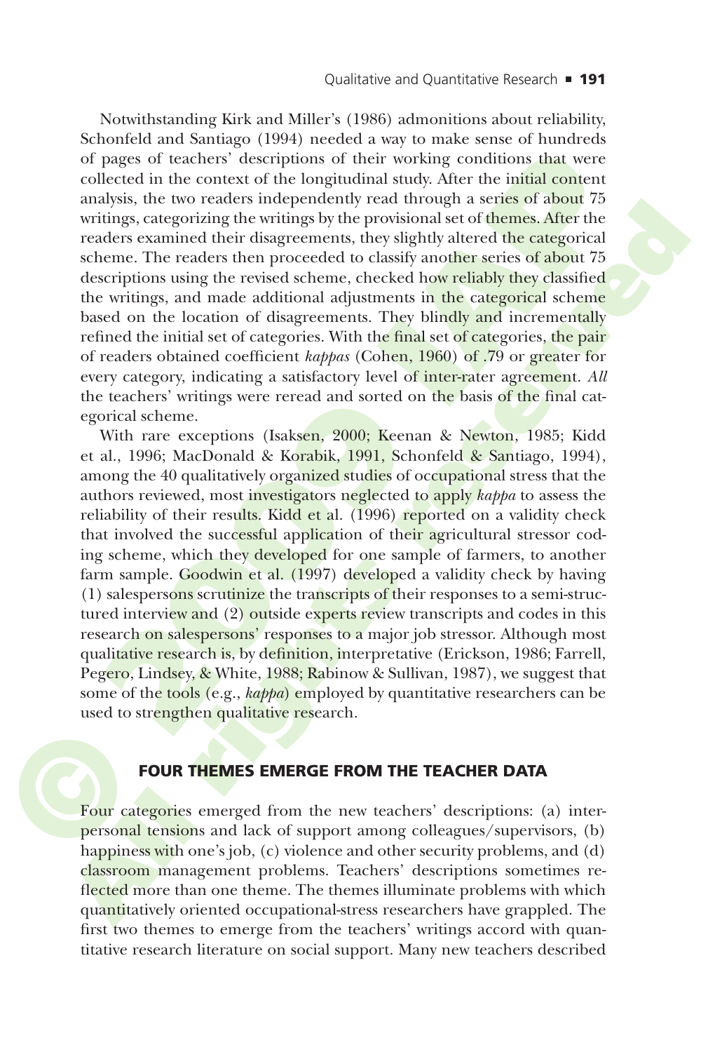Notwithstanding Kirk and Miller's (1986) admonitions about reliability, Schonfeld and Santiago (1994) needed a way to make sense of hundreds of pages of teachers' descriptions of their working conditions that were collected in the context of the longitudinal study. After the initial content analysis, the two readers independently read through a series of about 75 writings, categorizing the writings by the provisional set of themes. After the readers examined their disagreements, they slightly altered the categorical scheme. The readers then proceeded to classify another series of about 75 descriptions using the revised scheme, checked how reliably they classified the writings, and made additional adjustments in the categorical scheme based on the location of disagreements. They blindly and incrementally refined the initial set of categories. With the final set of categories, the pair of readers obtained coefficient *kappas* (Cohen, 1960) of .79 or greater for every category, indicating a satisfactory level of inter-rater agreement. *All* the teachers' writings were reread and sorted on the basis of the final categorical scheme.

With rare exceptions (Isaksen, 2000; Keenan & Newton, 1985; Kidd et al., 1996; MacDonald & Korabik, 1991, Schonfeld & Santiago, 1994), among the 40 qualitatively organized studies of occupational stress that the authors reviewed, most investigators neglected to apply *kappa* to assess the reliability of their results. Kidd et al. (1996) reported on a validity check that involved the successful application of their agricultural stressor coding scheme, which they developed for one sample of farmers, to another farm sample. Goodwin et al. (1997) developed a validity check by having (1) salespersons scrutinize the transcripts of their responses to a semi-structured interview and (2) outside experts review transcripts and codes in this research on salespersons' responses to a major job stressor. Although most qualitative research is, by definition, interpretative (Erickson, 1986; Farrell, Pegero, Lindsey, & White, 1988; Rabinow & Sullivan, 1987), we suggest that some of the tools (e.g., *kappa*) employed by quantitative researchers can be used to strengthen qualitative research.

## FOUR THEMES EMERGE FROM THE TEACHER DATA

Four categories emerged from the new teachers' descriptions: (a) interpersonal tensions and lack of support among colleagues/supervisors, (b) happiness with one's job, (c) violence and other security problems, and (d) classroom management problems. Teachers' descriptions sometimes reflected more than one theme. The themes illuminate problems with which quantitatively oriented occupational-stress researchers have grappled. The first two themes to emerge from the teachers' writings accord with quantitative research literature on social support. Many new teachers described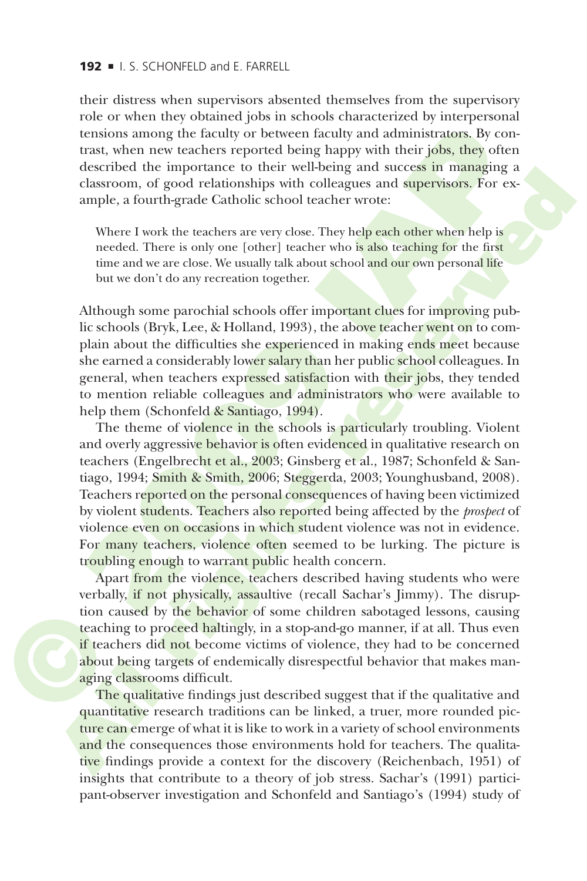their distress when supervisors absented themselves from the supervisory role or when they obtained jobs in schools characterized by interpersonal tensions among the faculty or between faculty and administrators. By contrast, when new teachers reported being happy with their jobs, they often described the importance to their well-being and success in managing a classroom, of good relationships with colleagues and supervisors. For example, a fourth-grade Catholic school teacher wrote:

> Where I work the teachers are very close. They help each other when help is needed. There is only one [other] teacher who is also teaching for the first time and we are close. We usually talk about school and our own personal life but we don't do any recreation together.

Although some parochial schools offer important clues for improving public schools (Bryk, Lee, & Holland, 1993), the above teacher went on to complain about the difficulties she experienced in making ends meet because she earned a considerably lower salary than her public school colleagues. In general, when teachers expressed satisfaction with their jobs, they tended to mention reliable colleagues and administrators who were available to help them (Schonfeld & Santiago, 1994).

The theme of violence in the schools is particularly troubling. Violent and overly aggressive behavior is often evidenced in qualitative research on teachers (Engelbrecht et al., 2003; Ginsberg et al., 1987; Schonfeld & Santiago, 1994; Smith & Smith, 2006; Steggerda, 2003; Younghusband, 2008). Teachers reported on the personal consequences of having been victimized by violent students. Teachers also reported being affected by the *prospect* of violence even on occasions in which student violence was not in evidence. For many teachers, violence often seemed to be lurking. The picture is troubling enough to warrant public health concern.

Apart from the violence, teachers described having students who were verbally, if not physically, assaultive (recall Sachar's Jimmy). The disruption caused by the behavior of some children sabotaged lessons, causing teaching to proceed haltingly, in a stop-and-go manner, if at all. Thus even if teachers did not become victims of violence, they had to be concerned about being targets of endemically disrespectful behavior that makes managing classrooms difficult.

The qualitative findings just described suggest that if the qualitative and quantitative research traditions can be linked, a truer, more rounded picture can emerge of what it is like to work in a variety of school environments and the consequences those environments hold for teachers. The qualitative findings provide a context for the discovery (Reichenbach, 1951) of insights that contribute to a theory of job stress. Sachar's (1991) participant-observer investigation and Schonfeld and Santiago's (1994) study of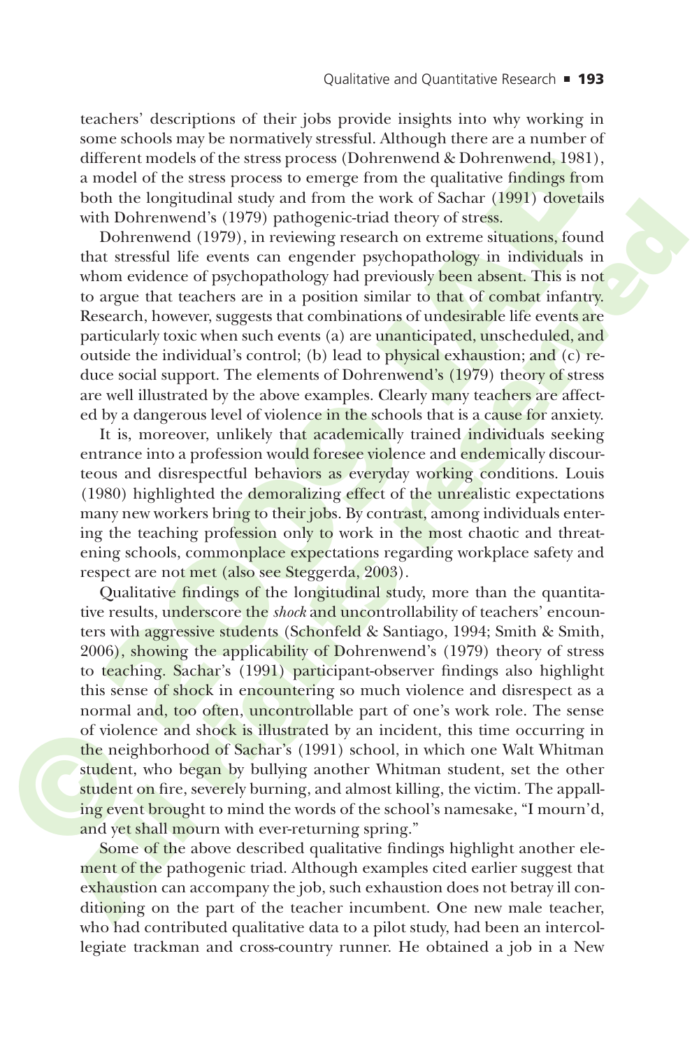teachers' descriptions of their jobs provide insights into why working in some schools may be normatively stressful. Although there are a number of different models of the stress process (Dohrenwend & Dohrenwend, 1981), a model of the stress process to emerge from the qualitative findings from both the longitudinal study and from the work of Sachar (1991) dovetails with Dohrenwend's (1979) pathogenic-triad theory of stress.

Dohrenwend (1979), in reviewing research on extreme situations, found that stressful life events can engender psychopathology in individuals in whom evidence of psychopathology had previously been absent. This is not to argue that teachers are in a position similar to that of combat infantry. Research, however, suggests that combinations of undesirable life events are particularly toxic when such events (a) are unanticipated, unscheduled, and outside the individual's control; (b) lead to physical exhaustion; and (c) reduce social support. The elements of Dohrenwend's (1979) theory of stress are well illustrated by the above examples. Clearly many teachers are affected by a dangerous level of violence in the schools that is a cause for anxiety.

It is, moreover, unlikely that academically trained individuals seeking entrance into a profession would foresee violence and endemically discourteous and disrespectful behaviors as everyday working conditions. Louis (1980) highlighted the demoralizing effect of the unrealistic expectations many new workers bring to their jobs. By contrast, among individuals entering the teaching profession only to work in the most chaotic and threatening schools, commonplace expectations regarding workplace safety and respect are not met (also see Steggerda, 2003).

Qualitative findings of the longitudinal study, more than the quantitative results, underscore the *shock* and uncontrollability of teachers' encounters with aggressive students (Schonfeld & Santiago, 1994; Smith & Smith, 2006), showing the applicability of Dohrenwend's (1979) theory of stress to teaching. Sachar's (1991) participant-observer findings also highlight this sense of shock in encountering so much violence and disrespect as a normal and, too often, uncontrollable part of one's work role. The sense of violence and shock is illustrated by an incident, this time occurring in the neighborhood of Sachar's (1991) school, in which one Walt Whitman student, who began by bullying another Whitman student, set the other student on fire, severely burning, and almost killing, the victim. The appalling event brought to mind the words of the school's namesake, "I mourn'd, and yet shall mourn with ever-returning spring."

Some of the above described qualitative findings highlight another element of the pathogenic triad. Although examples cited earlier suggest that exhaustion can accompany the job, such exhaustion does not betray ill conditioning on the part of the teacher incumbent. One new male teacher, who had contributed qualitative data to a pilot study, had been an intercollegiate trackman and cross-country runner. He obtained a job in a New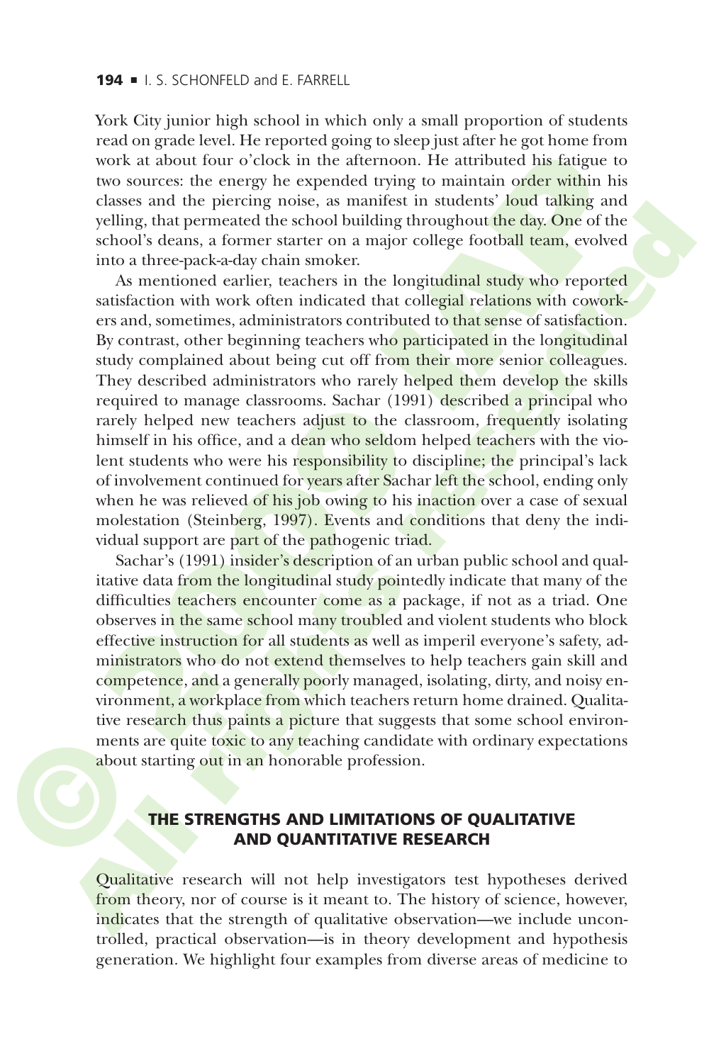York City junior high school in which only a small proportion of students read on grade level. He reported going to sleep just after he got home from work at about four o'clock in the afternoon. He attributed his fatigue to two sources: the energy he expended trying to maintain order within his classes and the piercing noise, as manifest in students' loud talking and yelling, that permeated the school building throughout the day. One of the school's deans, a former starter on a major college football team, evolved into a three-pack-a-day chain smoker.

As mentioned earlier, teachers in the longitudinal study who reported satisfaction with work often indicated that collegial relations with coworkers and, sometimes, administrators contributed to that sense of satisfaction. By contrast, other beginning teachers who participated in the longitudinal study complained about being cut off from their more senior colleagues. They described administrators who rarely helped them develop the skills required to manage classrooms. Sachar (1991) described a principal who rarely helped new teachers adjust to the classroom, frequently isolating himself in his office, and a dean who seldom helped teachers with the violent students who were his responsibility to discipline; the principal's lack of involvement continued for years after Sachar left the school, ending only when he was relieved of his job owing to his inaction over a case of sexual molestation (Steinberg, 1997). Events and conditions that deny the individual support are part of the pathogenic triad.

Sachar's (1991) insider's description of an urban public school and qualitative data from the longitudinal study pointedly indicate that many of the difficulties teachers encounter come as a package, if not as a triad. One observes in the same school many troubled and violent students who block effective instruction for all students as well as imperil everyone's safety, administrators who do not extend themselves to help teachers gain skill and competence, and a generally poorly managed, isolating, dirty, and noisy environment, a workplace from which teachers return home drained. Qualitative research thus paints a picture that suggests that some school environments are quite toxic to any teaching candidate with ordinary expectations about starting out in an honorable profession.

## THE STRENGTHS AND LIMITATIONS OF QUALITATIVE AND QUANTITATIVE RESEARCH

Qualitative research will not help investigators test hypotheses derived from theory, nor of course is it meant to. The history of science, however, indicates that the strength of qualitative observation—we include uncontrolled, practical observation—is in theory development and hypothesis generation. We highlight four examples from diverse areas of medicine to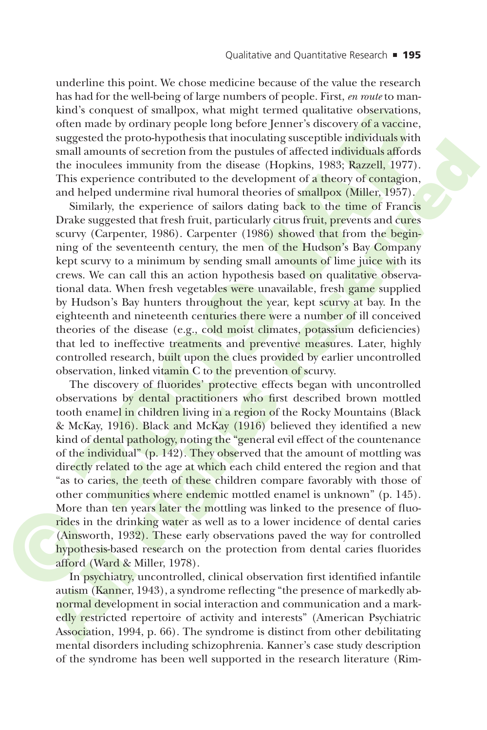underline this point. We chose medicine because of the value the research has had for the well-being of large numbers of people. First, *en route* to mankind's conquest of smallpox, what might termed qualitative observations, often made by ordinary people long before Jenner's discovery of a vaccine, suggested the proto-hypothesis that inoculating susceptible individuals with small amounts of secretion from the pustules of affected individuals affords the inoculees immunity from the disease (Hopkins, 1983; Razzell, 1977). This experience contributed to the development of a theory of contagion, and helped undermine rival humoral theories of smallpox (Miller, 1957).

Similarly, the experience of sailors dating back to the time of Francis Drake suggested that fresh fruit, particularly citrus fruit, prevents and cures scurvy (Carpenter, 1986). Carpenter (1986) showed that from the beginning of the seventeenth century, the men of the Hudson's Bay Company kept scurvy to a minimum by sending small amounts of lime juice with its crews. We can call this an action hypothesis based on qualitative observational data. When fresh vegetables were unavailable, fresh game supplied by Hudson's Bay hunters throughout the year, kept scurvy at bay. In the eighteenth and nineteenth centuries there were a number of ill conceived theories of the disease (e.g., cold moist climates, potassium deficiencies) that led to ineffective treatments and preventive measures. Later, highly controlled research, built upon the clues provided by earlier uncontrolled observation, linked vitamin C to the prevention of scurvy.

The discovery of fluorides' protective effects began with uncontrolled observations by dental practitioners who first described brown mottled tooth enamel in children living in a region of the Rocky Mountains (Black & McKay, 1916). Black and McKay (1916) believed they identified a new kind of dental pathology, noting the "general evil effect of the countenance of the individual" (p. 142). They observed that the amount of mottling was directly related to the age at which each child entered the region and that "as to caries, the teeth of these children compare favorably with those of other communities where endemic mottled enamel is unknown" (p. 145). More than ten years later the mottling was linked to the presence of fluorides in the drinking water as well as to a lower incidence of dental caries (Ainsworth, 1932). These early observations paved the way for controlled hypothesis-based research on the protection from dental caries fluorides afford (Ward & Miller, 1978).

In psychiatry, uncontrolled, clinical observation first identified infantile autism (Kanner, 1943), a syndrome reflecting "the presence of markedly abnormal development in social interaction and communication and a markedly restricted repertoire of activity and interests" (American Psychiatric Association, 1994, p. 66). The syndrome is distinct from other debilitating mental disorders including schizophrenia. Kanner's case study description of the syndrome has been well supported in the research literature (Rim-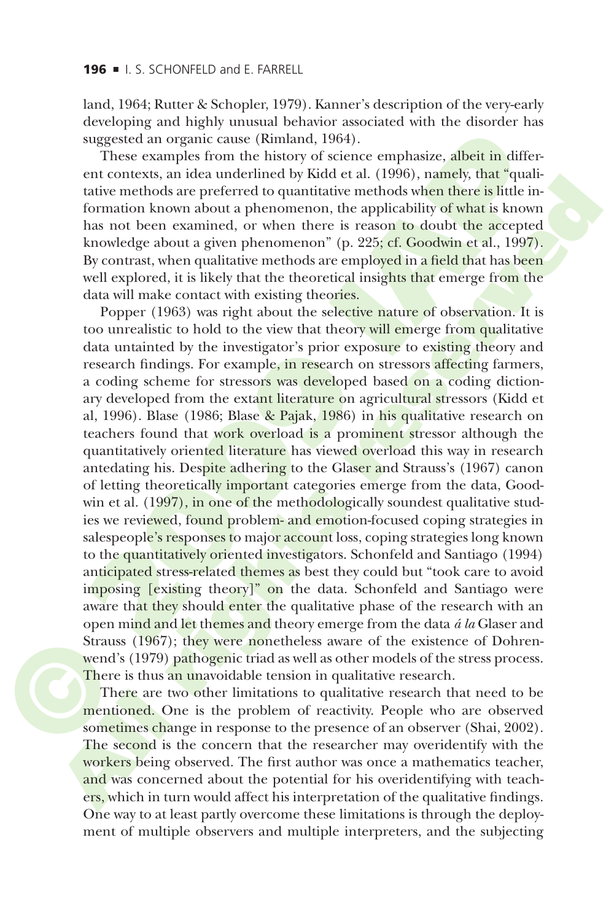land, 1964; Rutter & Schopler, 1979). Kanner's description of the very-early developing and highly unusual behavior associated with the disorder has suggested an organic cause (Rimland, 1964).

These examples from the history of science emphasize, albeit in different contexts, an idea underlined by Kidd et al. (1996), namely, that "qualitative methods are preferred to quantitative methods when there is little information known about a phenomenon, the applicability of what is known has not been examined, or when there is reason to doubt the accepted knowledge about a given phenomenon" (p. 225; cf. Goodwin et al., 1997). By contrast, when qualitative methods are employed in a field that has been well explored, it is likely that the theoretical insights that emerge from the data will make contact with existing theories.

Popper (1963) was right about the selective nature of observation. It is too unrealistic to hold to the view that theory will emerge from qualitative data untainted by the investigator's prior exposure to existing theory and research findings. For example, in research on stressors affecting farmers, a coding scheme for stressors was developed based on a coding dictionary developed from the extant literature on agricultural stressors (Kidd et al, 1996). Blase (1986; Blase & Pajak, 1986) in his qualitative research on teachers found that work overload is a prominent stressor although the quantitatively oriented literature has viewed overload this way in research antedating his. Despite adhering to the Glaser and Strauss's (1967) canon of letting theoretically important categories emerge from the data, Goodwin et al. (1997), in one of the methodologically soundest qualitative studies we reviewed, found problem- and emotion-focused coping strategies in salespeople's responses to major account loss, coping strategies long known to the quantitatively oriented investigators. Schonfeld and Santiago (1994) anticipated stress-related themes as best they could but "took care to avoid imposing [existing theory]" on the data. Schonfeld and Santiago were aware that they should enter the qualitative phase of the research with an open mind and let themes and theory emerge from the data *á la* Glaser and Strauss (1967); they were nonetheless aware of the existence of Dohrenwend's (1979) pathogenic triad as well as other models of the stress process. There is thus an unavoidable tension in qualitative research.

There are two other limitations to qualitative research that need to be mentioned. One is the problem of reactivity. People who are observed sometimes change in response to the presence of an observer (Shai, 2002). The second is the concern that the researcher may overidentify with the workers being observed. The first author was once a mathematics teacher, and was concerned about the potential for his overidentifying with teachers, which in turn would affect his interpretation of the qualitative findings. One way to at least partly overcome these limitations is through the deployment of multiple observers and multiple interpreters, and the subjecting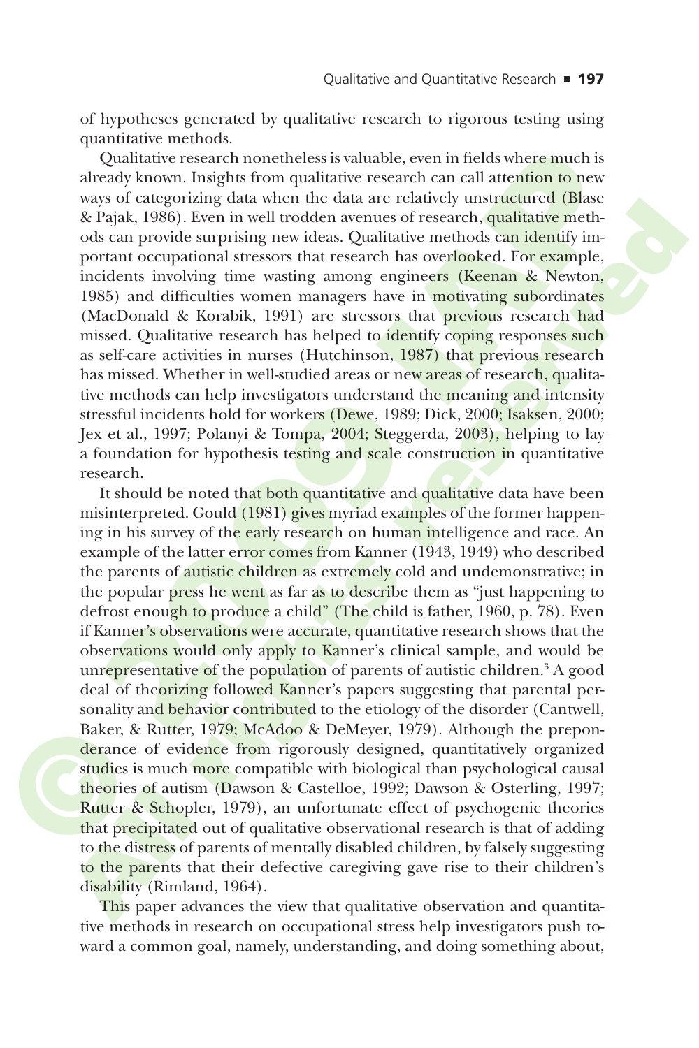of hypotheses generated by qualitative research to rigorous testing using quantitative methods.

Qualitative research nonetheless is valuable, even in fields where much is already known. Insights from qualitative research can call attention to new ways of categorizing data when the data are relatively unstructured (Blase & Pajak, 1986). Even in well trodden avenues of research, qualitative methods can provide surprising new ideas. Qualitative methods can identify important occupational stressors that research has overlooked. For example, incidents involving time wasting among engineers (Keenan & Newton, 1985) and difficulties women managers have in motivating subordinates (MacDonald & Korabik, 1991) are stressors that previous research had missed. Qualitative research has helped to identify coping responses such as self-care activities in nurses (Hutchinson, 1987) that previous research has missed. Whether in well-studied areas or new areas of research, qualitative methods can help investigators understand the meaning and intensity stressful incidents hold for workers (Dewe, 1989; Dick, 2000; Isaksen, 2000; Jex et al., 1997; Polanyi & Tompa, 2004; Steggerda, 2003), helping to lay a foundation for hypothesis testing and scale construction in quantitative research.

It should be noted that both quantitative and qualitative data have been misinterpreted. Gould (1981) gives myriad examples of the former happening in his survey of the early research on human intelligence and race. An example of the latter error comes from Kanner (1943, 1949) who described the parents of autistic children as extremely cold and undemonstrative; in the popular press he went as far as to describe them as "just happening to defrost enough to produce a child" (The child is father, 1960, p. 78). Even if Kanner's observations were accurate, quantitative research shows that the observations would only apply to Kanner's clinical sample, and would be unrepresentative of the population of parents of autistic children.[3] A good deal of theorizing followed Kanner's papers suggesting that parental personality and behavior contributed to the etiology of the disorder (Cantwell, Baker, & Rutter, 1979; McAdoo & DeMeyer, 1979). Although the preponderance of evidence from rigorously designed, quantitatively organized studies is much more compatible with biological than psychological causal theories of autism (Dawson & Castelloe, 1992; Dawson & Osterling, 1997; Rutter & Schopler, 1979), an unfortunate effect of psychogenic theories that precipitated out of qualitative observational research is that of adding to the distress of parents of mentally disabled children, by falsely suggesting to the parents that their defective caregiving gave rise to their children's disability (Rimland, 1964).

This paper advances the view that qualitative observation and quantitative methods in research on occupational stress help investigators push toward a common goal, namely, understanding, and doing something about,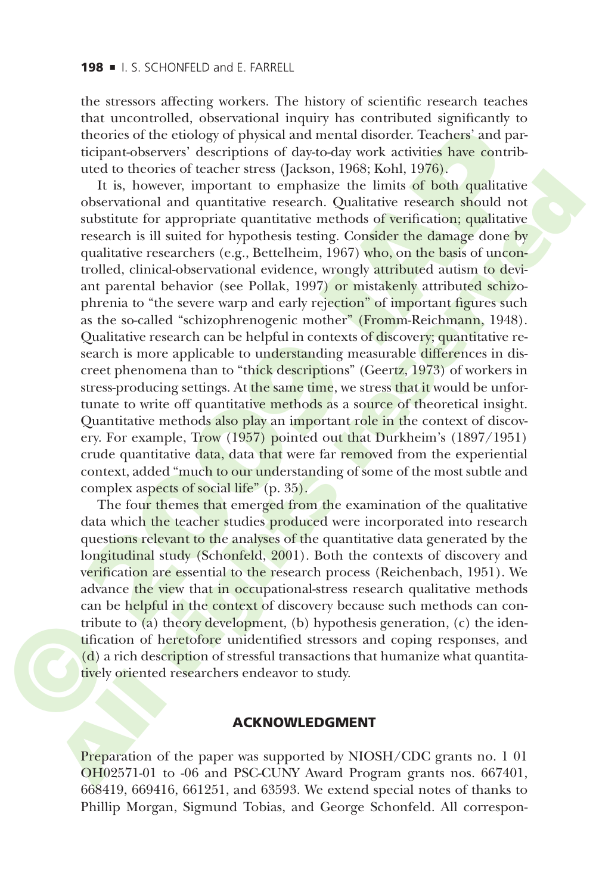the stressors affecting workers. The history of scientific research teaches that uncontrolled, observational inquiry has contributed significantly to theories of the etiology of physical and mental disorder. Teachers' and participant-observers' descriptions of day-to-day work activities have contributed to theories of teacher stress (Jackson, 1968; Kohl, 1976).

It is, however, important to emphasize the limits of both qualitative observational and quantitative research. Qualitative research should not substitute for appropriate quantitative methods of verification; qualitative research is ill suited for hypothesis testing. Consider the damage done by qualitative researchers (e.g., Bettelheim, 1967) who, on the basis of uncontrolled, clinical-observational evidence, wrongly attributed autism to deviant parental behavior (see Pollak, 1997) or mistakenly attributed schizophrenia to "the severe warp and early rejection" of important figures such as the so-called "schizophrenogenic mother" (Fromm-Reichmann, 1948). Qualitative research can be helpful in contexts of discovery; quantitative research is more applicable to understanding measurable differences in discreet phenomena than to "thick descriptions" (Geertz, 1973) of workers in stress-producing settings. At the same time, we stress that it would be unfortunate to write off quantitative methods as a source of theoretical insight. Quantitative methods also play an important role in the context of discovery. For example, Trow (1957) pointed out that Durkheim's (1897/1951) crude quantitative data, data that were far removed from the experiential context, added "much to our understanding of some of the most subtle and complex aspects of social life" (p. 35).

The four themes that emerged from the examination of the qualitative data which the teacher studies produced were incorporated into research questions relevant to the analyses of the quantitative data generated by the longitudinal study (Schonfeld, 2001). Both the contexts of discovery and verification are essential to the research process (Reichenbach, 1951). We advance the view that in occupational-stress research qualitative methods can be helpful in the context of discovery because such methods can contribute to (a) theory development, (b) hypothesis generation, (c) the identification of heretofore unidentified stressors and coping responses, and (d) a rich description of stressful transactions that humanize what quantitatively oriented researchers endeavor to study.

## ACKNOWLEDGMENT

Preparation of the paper was supported by NIOSH/CDC grants no. 1 01 OH02571-01 to -06 and PSC-CUNY Award Program grants nos. 667401, 668419, 669416, 661251, and 63593. We extend special notes of thanks to Phillip Morgan, Sigmund Tobias, and George Schonfeld. All correspon-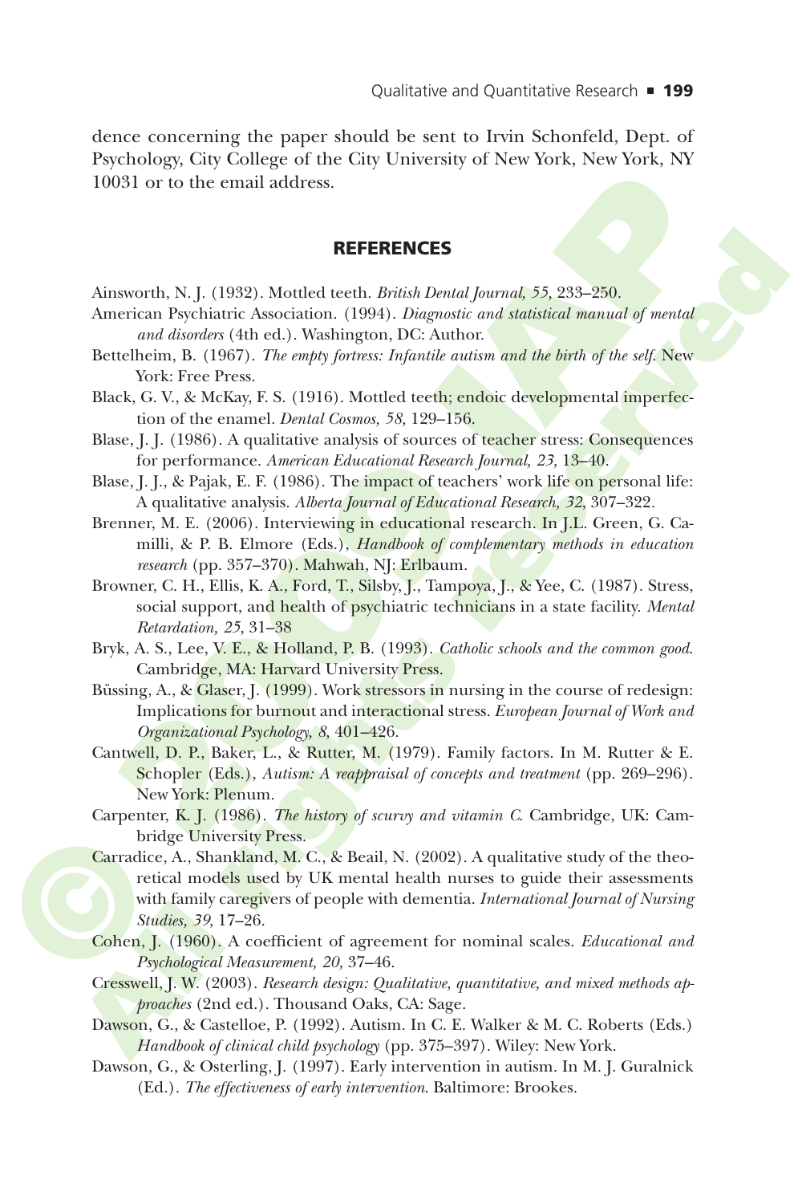dence concerning the paper should be sent to Irvin Schonfeld, Dept. of Psychology, City College of the City University of New York, New York, NY 10031 or to the email address.

## REFERENCES

Ainsworth, N. J. (1932). Mottled teeth. *British Dental Journal, 55,* 233–250.

American Psychiatric Association. (1994). *Diagnostic and statistical manual of mental and disorders* (4th ed.). Washington, DC: Author.

Bettelheim, B. (1967). *The empty fortress: Infantile autism and the birth of the self.* New York: Free Press.

Black, G. V., & McKay, F. S. (1916). Mottled teeth; endoic developmental imperfection of the enamel. *Dental Cosmos, 58,* 129–156.

Blase, J. J. (1986). A qualitative analysis of sources of teacher stress: Consequences for performance. *American Educational Research Journal, 23,* 13–40.

Blase, J. J., & Pajak, E. F. (1986). The impact of teachers' work life on personal life: A qualitative analysis. *Alberta Journal of Educational Research, 32,* 307–322.

Brenner, M. E. (2006). Interviewing in educational research. In J.L. Green, G. Camilli, & P. B. Elmore (Eds.), *Handbook of complementary methods in education research* (pp. 357–370). Mahwah, NJ: Erlbaum.

Browner, C. H., Ellis, K. A., Ford, T., Silsby, J., Tampoya, J., & Yee, C. (1987). Stress, social support, and health of psychiatric technicians in a state facility. *Mental Retardation, 25,* 31–38

Bryk, A. S., Lee, V. E., & Holland, P. B. (1993). *Catholic schools and the common good.* Cambridge, MA: Harvard University Press.

Büssing, A., & Glaser, J. (1999). Work stressors in nursing in the course of redesign: Implications for burnout and interactional stress. *European Journal of Work and Organizational Psychology, 8,* 401–426.

Cantwell, D. P., Baker, L., & Rutter, M. (1979). Family factors. In M. Rutter & E. Schopler (Eds.), *Autism: A reappraisal of concepts and treatment* (pp. 269–296). New York: Plenum.

Carpenter, K. J. (1986). *The history of scurvy and vitamin C.* Cambridge, UK: Cambridge University Press.

Carradice, A., Shankland, M. C., & Beail, N. (2002). A qualitative study of the theoretical models used by UK mental health nurses to guide their assessments with family caregivers of people with dementia. *International Journal of Nursing Studies, 39,* 17–26.

Cohen, J. (1960). A coefficient of agreement for nominal scales. *Educational and Psychological Measurement, 20,* 37–46.

Cresswell, J. W. (2003). *Research design: Qualitative, quantitative, and mixed methods approaches* (2nd ed.). Thousand Oaks, CA: Sage.

Dawson, G., & Castelloe, P. (1992). Autism. In C. E. Walker & M. C. Roberts (Eds.) *Handbook of clinical child psychology* (pp. 375–397). Wiley: New York.

Dawson, G., & Osterling, J. (1997). Early intervention in autism. In M. J. Guralnick (Ed.). *The effectiveness of early intervention.* Baltimore: Brookes.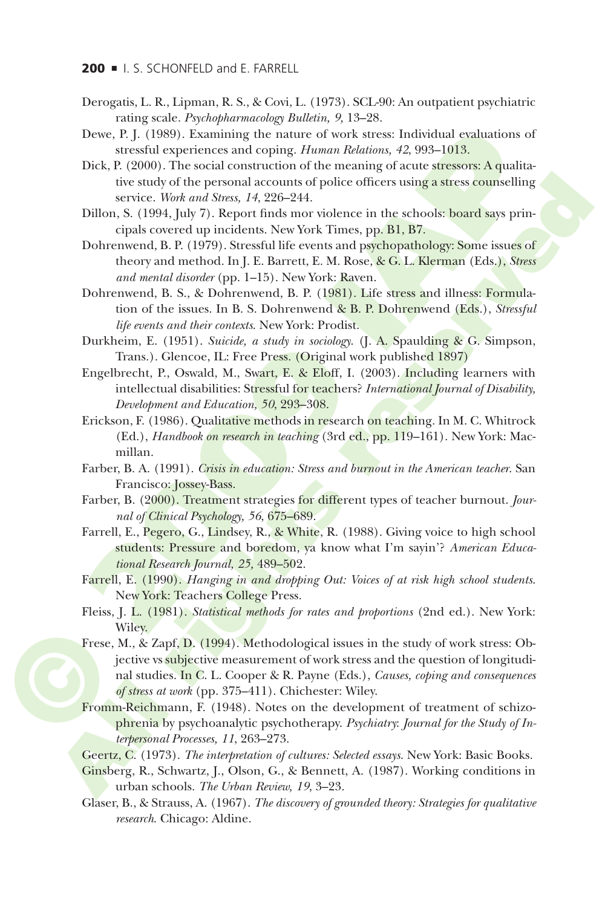Derogatis, L. R., Lipman, R. S., & Covi, L. (1973). SCL-90: An outpatient psychiatric rating scale. *Psychopharmacology Bulletin, 9,* 13–28.

Dewe, P. J. (1989). Examining the nature of work stress: Individual evaluations of stressful experiences and coping. *Human Relations, 42*, 993–1013.

Dick, P. (2000). The social construction of the meaning of acute stressors: A qualitative study of the personal accounts of police officers using a stress counselling service. *Work and Stress, 14*, 226–244.

Dillon, S. (1994, July 7). Report finds mor violence in the schools: board says principals covered up incidents. New York Times, pp. B1, B7.

Dohrenwend, B. P. (1979). Stressful life events and psychopathology: Some issues of theory and method. In J. E. Barrett, E. M. Rose, & G. L. Klerman (Eds.), *Stress and mental disorder* (pp. 1–15). New York: Raven.

Dohrenwend, B. S., & Dohrenwend, B. P. (1981). Life stress and illness: Formulation of the issues. In B. S. Dohrenwend & B. P. Dohrenwend (Eds.), *Stressful life events and their contexts*. New York: Prodist.

Durkheim, E. (1951). *Suicide, a study in sociology.* (J. A. Spaulding & G. Simpson, Trans.). Glencoe, IL: Free Press. (Original work published 1897)

Engelbrecht, P., Oswald, M., Swart, E. & Eloff, I. (2003). Including learners with intellectual disabilities: Stressful for teachers? *International Journal of Disability, Development and Education, 50*, 293–308.

Erickson, F. (1986). Qualitative methods in research on teaching. In M. C. Whitrock (Ed.), *Handbook on research in teaching* (3rd ed., pp. 119–161). New York: Macmillan.

Farber, B. A. (1991). *Crisis in education: Stress and burnout in the American teacher.* San Francisco: Jossey-Bass.

Farber, B. (2000). Treatment strategies for different types of teacher burnout. *Journal of Clinical Psychology, 56*, 675–689.

Farrell, E., Pegero, G., Lindsey, R., & White, R. (1988). Giving voice to high school students: Pressure and boredom, ya know what I'm sayin'? *American Educational Research Journal, 25,* 489–502.

Farrell, E. (1990). *Hanging in and dropping Out: Voices of at risk high school students.* New York: Teachers College Press.

Fleiss, J. L. (1981). *Statistical methods for rates and proportions* (2nd ed.). New York: Wiley.

Frese, M., & Zapf, D. (1994). Methodological issues in the study of work stress: Objective vs subjective measurement of work stress and the question of longitudinal studies. In C. L. Cooper & R. Payne (Eds.), *Causes, coping and consequences of stress at work* (pp. 375–411). Chichester: Wiley.

Fromm-Reichmann, F. (1948). Notes on the development of treatment of schizophrenia by psychoanalytic psychotherapy. *Psychiatry: Journal for the Study of Interpersonal Processes, 11*, 263–273.

Geertz, C. (1973). *The interpretation of cultures: Selected essays.* New York: Basic Books.

Ginsberg, R., Schwartz, J., Olson, G., & Bennett, A. (1987). Working conditions in urban schools. *The Urban Review, 19*, 3–23.

Glaser, B., & Strauss, A. (1967). *The discovery of grounded theory: Strategies for qualitative research.* Chicago: Aldine.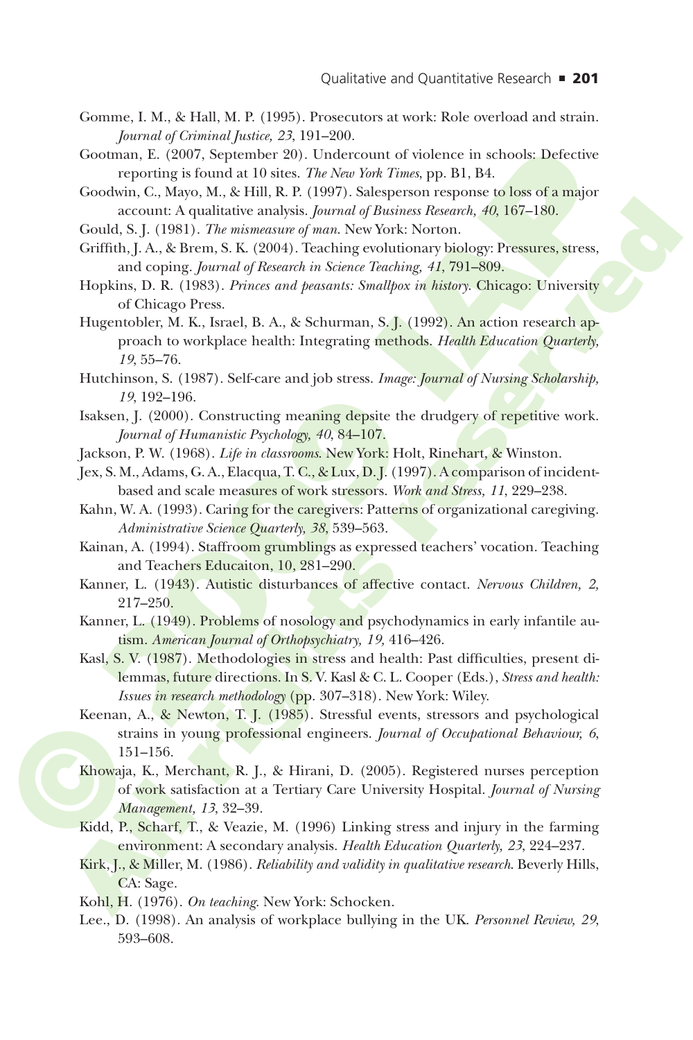Gomme, I. M., & Hall, M. P. (1995). Prosecutors at work: Role overload and strain. *Journal of Criminal Justice, 23*, 191–200.

Gootman, E. (2007, September 20). Undercount of violence in schools: Defective reporting is found at 10 sites. *The New York Times*, pp. B1, B4.

Goodwin, C., Mayo, M., & Hill, R. P. (1997). Salesperson response to loss of a major account: A qualitative analysis. *Journal of Business Research, 40*, 167–180.

Gould, S. J. (1981). *The mismeasure of man*. New York: Norton.

Griffith, J. A., & Brem, S. K. (2004). Teaching evolutionary biology: Pressures, stress, and coping. *Journal of Research in Science Teaching, 41*, 791–809.

Hopkins, D. R. (1983). *Princes and peasants: Smallpox in history*. Chicago: University of Chicago Press.

Hugentobler, M. K., Israel, B. A., & Schurman, S. J. (1992). An action research approach to workplace health: Integrating methods. *Health Education Quarterly, 19*, 55–76.

Hutchinson, S. (1987). Self-care and job stress. *Image: Journal of Nursing Scholarship, 19*, 192–196.

Isaksen, J. (2000). Constructing meaning depsite the drudgery of repetitive work. *Journal of Humanistic Psychology, 40*, 84–107.

Jackson, P. W. (1968). *Life in classrooms*. New York: Holt, Rinehart, & Winston.

Jex, S. M., Adams, G. A., Elacqua, T. C., & Lux, D. J. (1997). A comparison of incident-based and scale measures of work stressors. *Work and Stress, 11*, 229–238.

Kahn, W. A. (1993). Caring for the caregivers: Patterns of organizational caregiving. *Administrative Science Quarterly, 38*, 539–563.

Kainan, A. (1994). Staffroom grumblings as expressed teachers' vocation. Teaching and Teachers Educaiton, 10, 281–290.

Kanner, L. (1943). Autistic disturbances of affective contact. *Nervous Children, 2*, 217–250.

Kanner, L. (1949). Problems of nosology and psychodynamics in early infantile autism. *American Journal of Orthopsychiatry, 19*, 416–426.

Kasl, S. V. (1987). Methodologies in stress and health: Past difficulties, present dilemmas, future directions. In S. V. Kasl & C. L. Cooper (Eds.), *Stress and health: Issues in research methodology* (pp. 307–318). New York: Wiley.

Keenan, A., & Newton, T. J. (1985). Stressful events, stressors and psychological strains in young professional engineers. *Journal of Occupational Behaviour, 6*, 151–156.

Khowaja, K., Merchant, R. J., & Hirani, D. (2005). Registered nurses perception of work satisfaction at a Tertiary Care University Hospital. *Journal of Nursing Management, 13*, 32–39.

Kidd, P., Scharf, T., & Veazie, M. (1996) Linking stress and injury in the farming environment: A secondary analysis. *Health Education Quarterly, 23*, 224–237.

Kirk, J., & Miller, M. (1986). *Reliability and validity in qualitative research*. Beverly Hills, CA: Sage.

Kohl, H. (1976). *On teaching*. New York: Schocken.

Lee., D. (1998). An analysis of workplace bullying in the UK. *Personnel Review, 29*, 593–608.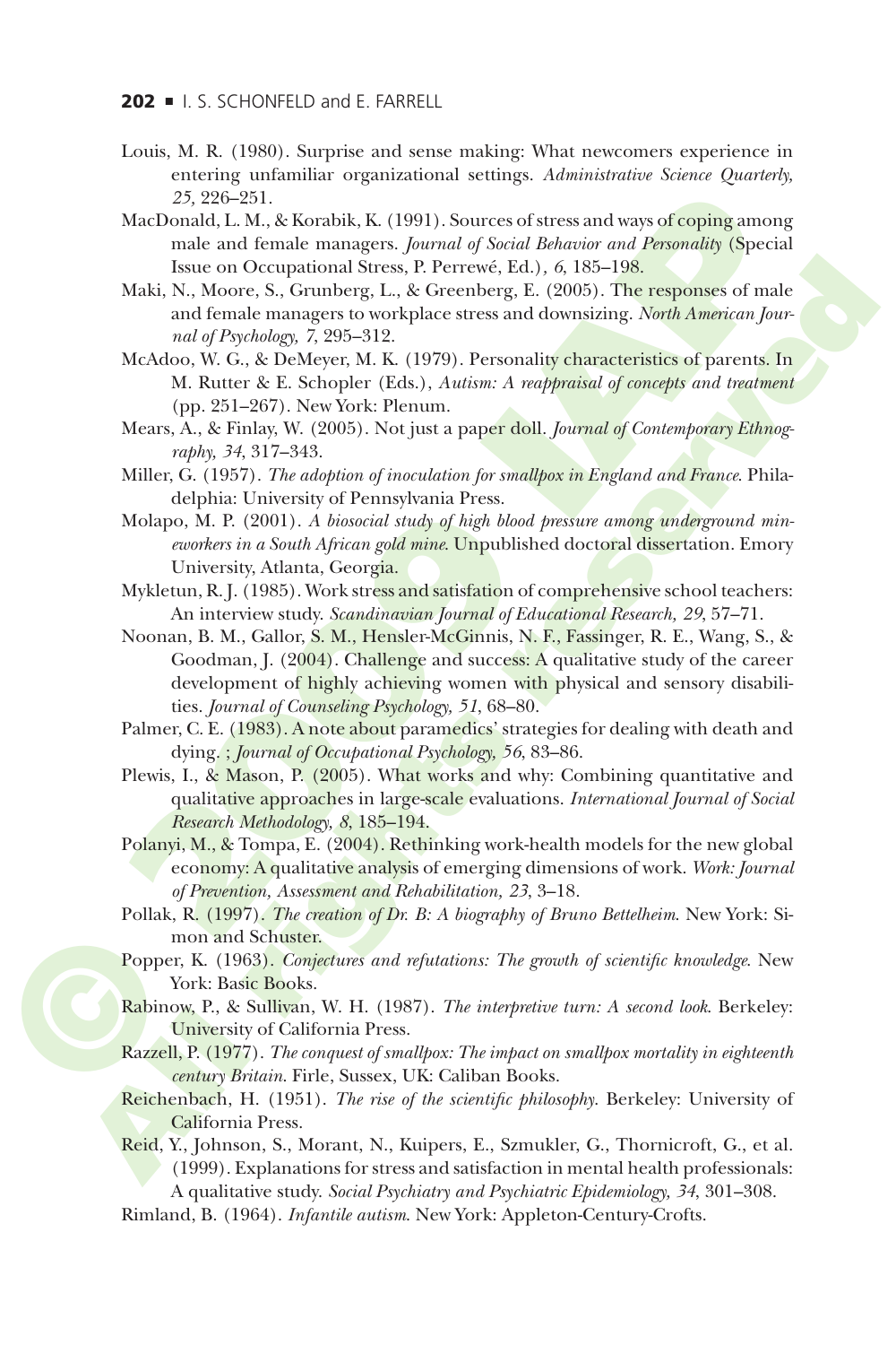Louis, M. R. (1980). Surprise and sense making: What newcomers experience in entering unfamiliar organizational settings. *Administrative Science Quarterly, 25,* 226–251.

MacDonald, L. M., & Korabik, K. (1991). Sources of stress and ways of coping among male and female managers. *Journal of Social Behavior and Personality* (Special Issue on Occupational Stress, P. Perrewé, Ed.)*, 6,* 185–198.

Maki, N., Moore, S., Grunberg, L., & Greenberg, E. (2005). The responses of male and female managers to workplace stress and downsizing. *North American Journal of Psychology, 7,* 295–312.

McAdoo, W. G., & DeMeyer, M. K. (1979). Personality characteristics of parents. In M. Rutter & E. Schopler (Eds.), *Autism: A reappraisal of concepts and treatment* (pp. 251–267). New York: Plenum.

Mears, A., & Finlay, W. (2005). Not just a paper doll. *Journal of Contemporary Ethnography, 34,* 317–343.

Miller, G. (1957). *The adoption of inoculation for smallpox in England and France*. Philadelphia: University of Pennsylvania Press.

Molapo, M. P. (2001). *A biosocial study of high blood pressure among underground mineworkers in a South African gold mine*. Unpublished doctoral dissertation. Emory University, Atlanta, Georgia.

Mykletun, R. J. (1985). Work stress and satisfation of comprehensive school teachers: An interview study. *Scandinavian Journal of Educational Research, 29,* 57–71.

Noonan, B. M., Gallor, S. M., Hensler-McGinnis, N. F., Fassinger, R. E., Wang, S., & Goodman, J. (2004). Challenge and success: A qualitative study of the career development of highly achieving women with physical and sensory disabilities. *Journal of Counseling Psychology, 51,* 68–80.

Palmer, C. E. (1983). A note about paramedics' strategies for dealing with death and dying. ; *Journal of Occupational Psychology, 56,* 83–86.

Plewis, I., & Mason, P. (2005). What works and why: Combining quantitative and qualitative approaches in large-scale evaluations. *International Journal of Social Research Methodology, 8,* 185–194.

Polanyi, M., & Tompa, E. (2004). Rethinking work-health models for the new global economy: A qualitative analysis of emerging dimensions of work. *Work: Journal of Prevention, Assessment and Rehabilitation, 23,* 3–18.

Pollak, R. (1997). *The creation of Dr. B: A biography of Bruno Bettelheim*. New York: Simon and Schuster.

Popper, K. (1963). *Conjectures and refutations: The growth of scientific knowledge*. New York: Basic Books.

Rabinow, P., & Sullivan, W. H. (1987). *The interpretive turn: A second look*. Berkeley: University of California Press.

Razzell, P. (1977). *The conquest of smallpox: The impact on smallpox mortality in eighteenth century Britain*. Firle, Sussex, UK: Caliban Books.

Reichenbach, H. (1951). *The rise of the scientific philosophy*. Berkeley: University of California Press.

Reid, Y., Johnson, S., Morant, N., Kuipers, E., Szmukler, G., Thornicroft, G., et al. (1999). Explanations for stress and satisfaction in mental health professionals: A qualitative study. *Social Psychiatry and Psychiatric Epidemiology, 34,* 301–308.

Rimland, B. (1964). *Infantile autism*. New York: Appleton-Century-Crofts.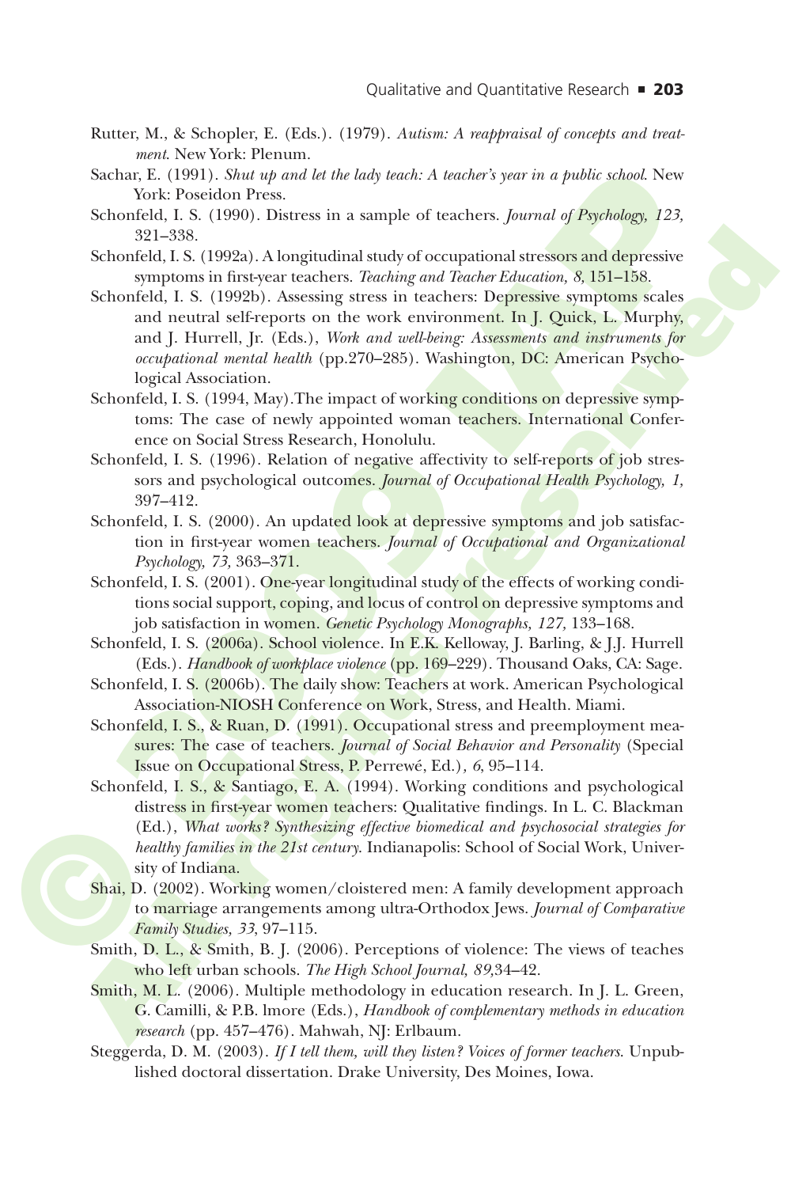Rutter, M., & Schopler, E. (Eds.). (1979). *Autism: A reappraisal of concepts and treatment*. New York: Plenum.

Sachar, E. (1991). *Shut up and let the lady teach: A teacher's year in a public school*. New York: Poseidon Press.

Schonfeld, I. S. (1990). Distress in a sample of teachers. *Journal of Psychology, 123,* 321–338.

Schonfeld, I. S. (1992a). A longitudinal study of occupational stressors and depressive symptoms in first-year teachers. *Teaching and Teacher Education, 8,* 151–158.

Schonfeld, I. S. (1992b). Assessing stress in teachers: Depressive symptoms scales and neutral self-reports on the work environment. In J. Quick, L. Murphy, and J. Hurrell, Jr. (Eds.), *Work and well-being: Assessments and instruments for occupational mental health* (pp.270–285). Washington, DC: American Psychological Association.

Schonfeld, I. S. (1994, May).The impact of working conditions on depressive symptoms: The case of newly appointed woman teachers. International Conference on Social Stress Research, Honolulu.

Schonfeld, I. S. (1996). Relation of negative affectivity to self-reports of job stressors and psychological outcomes. *Journal of Occupational Health Psychology, 1,* 397–412.

Schonfeld, I. S. (2000). An updated look at depressive symptoms and job satisfaction in first-year women teachers. *Journal of Occupational and Organizational Psychology, 73,* 363–371.

Schonfeld, I. S. (2001). One-year longitudinal study of the effects of working conditions social support, coping, and locus of control on depressive symptoms and job satisfaction in women. *Genetic Psychology Monographs, 127,* 133–168.

Schonfeld, I. S. (2006a). School violence. In E.K. Kelloway, J. Barling, & J.J. Hurrell (Eds.). *Handbook of workplace violence* (pp. 169–229). Thousand Oaks, CA: Sage.

Schonfeld, I. S. (2006b). The daily show: Teachers at work. American Psychological Association-NIOSH Conference on Work, Stress, and Health. Miami.

Schonfeld, I. S., & Ruan, D. (1991). Occupational stress and preemployment measures: The case of teachers. *Journal of Social Behavior and Personality* (Special Issue on Occupational Stress, P. Perrewé, Ed.)*, 6*, 95–114.

Schonfeld, I. S., & Santiago, E. A. (1994). Working conditions and psychological distress in first-year women teachers: Qualitative findings. In L. C. Blackman (Ed.), *What works? Synthesizing effective biomedical and psychosocial strategies for healthy families in the 21st century.* Indianapolis: School of Social Work, University of Indiana.

Shai, D. (2002). Working women/cloistered men: A family development approach to marriage arrangements among ultra-Orthodox Jews. *Journal of Comparative Family Studies, 33*, 97–115.

Smith, D. L., & Smith, B. J. (2006). Perceptions of violence: The views of teaches who left urban schools. *The High School Journal, 89,*34–42.

Smith, M. L. (2006). Multiple methodology in education research. In J. L. Green, G. Camilli, & P.B. lmore (Eds.), *Handbook of complementary methods in education research* (pp. 457–476). Mahwah, NJ: Erlbaum.

Steggerda, D. M. (2003). *If I tell them, will they listen? Voices of former teachers*. Unpublished doctoral dissertation. Drake University, Des Moines, Iowa.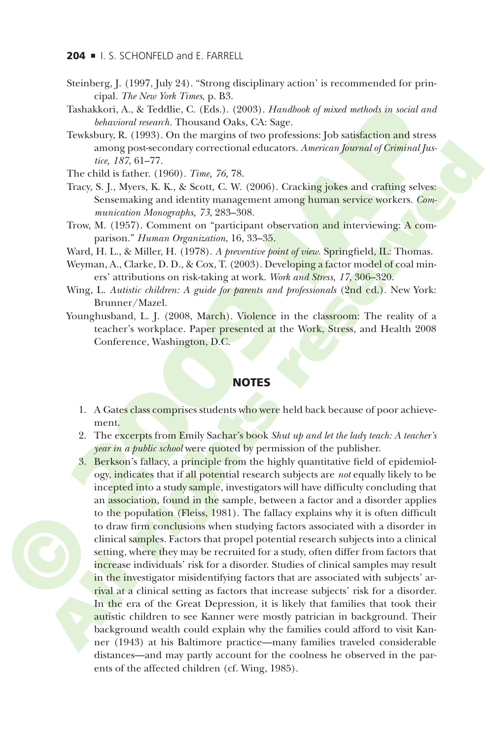Steinberg, J. (1997, July 24). "Strong disciplinary action' is recommended for principal. *The New York Times*, p. B3.

Tashakkori, A., & Teddlie, C. (Eds.). (2003). *Handbook of mixed methods in social and behavioral research*. Thousand Oaks, CA: Sage.

Tewksbury, R. (1993). On the margins of two professions: Job satisfaction and stress among post-secondary correctional educators. *American Journal of Criminal Justice, 187*, 61–77.

The child is father. (1960). *Time, 76,* 78.

Tracy, S. J., Myers, K. K., & Scott, C. W. (2006). Cracking jokes and crafting selves: Sensemaking and identity management among human service workers. *Communication Monographs, 73*, 283–308.

Trow, M. (1957). Comment on "participant observation and interviewing: A comparison." *Human Organization*, 16, 33–35.

Ward, H. L., & Miller, H. (1978). *A preventive point of view*. Springfield, IL: Thomas.

Weyman, A., Clarke, D. D., & Cox, T. (2003). Developing a factor model of coal miners' attributions on risk-taking at work. *Work and Stress, 17*, 306–320.

Wing, L. *Autistic children: A guide for parents and professionals* (2nd ed.). New York: Brunner/Mazel.

Younghusband, L. J. (2008, March). Violence in the classroom: The reality of a teacher's workplace. Paper presented at the Work, Stress, and Health 2008 Conference, Washington, D.C.

## NOTES

1. A Gates class comprises students who were held back because of poor achievement.
2. The excerpts from Emily Sachar's book *Shut up and let the lady teach: A teacher's year in a public school* were quoted by permission of the publisher.
3. Berkson's fallacy, a principle from the highly quantitative field of epidemiology, indicates that if all potential research subjects are *not* equally likely to be incepted into a study sample, investigators will have difficulty concluding that an association, found in the sample, between a factor and a disorder applies to the population (Fleiss, 1981). The fallacy explains why it is often difficult to draw firm conclusions when studying factors associated with a disorder in clinical samples. Factors that propel potential research subjects into a clinical setting, where they may be recruited for a study, often differ from factors that increase individuals' risk for a disorder. Studies of clinical samples may result in the investigator misidentifying factors that are associated with subjects' arrival at a clinical setting as factors that increase subjects' risk for a disorder. In the era of the Great Depression, it is likely that families that took their autistic children to see Kanner were mostly patrician in background. Their background wealth could explain why the families could afford to visit Kanner (1943) at his Baltimore practice—many families traveled considerable distances—and may partly account for the coolness he observed in the parents of the affected children (cf. Wing, 1985).